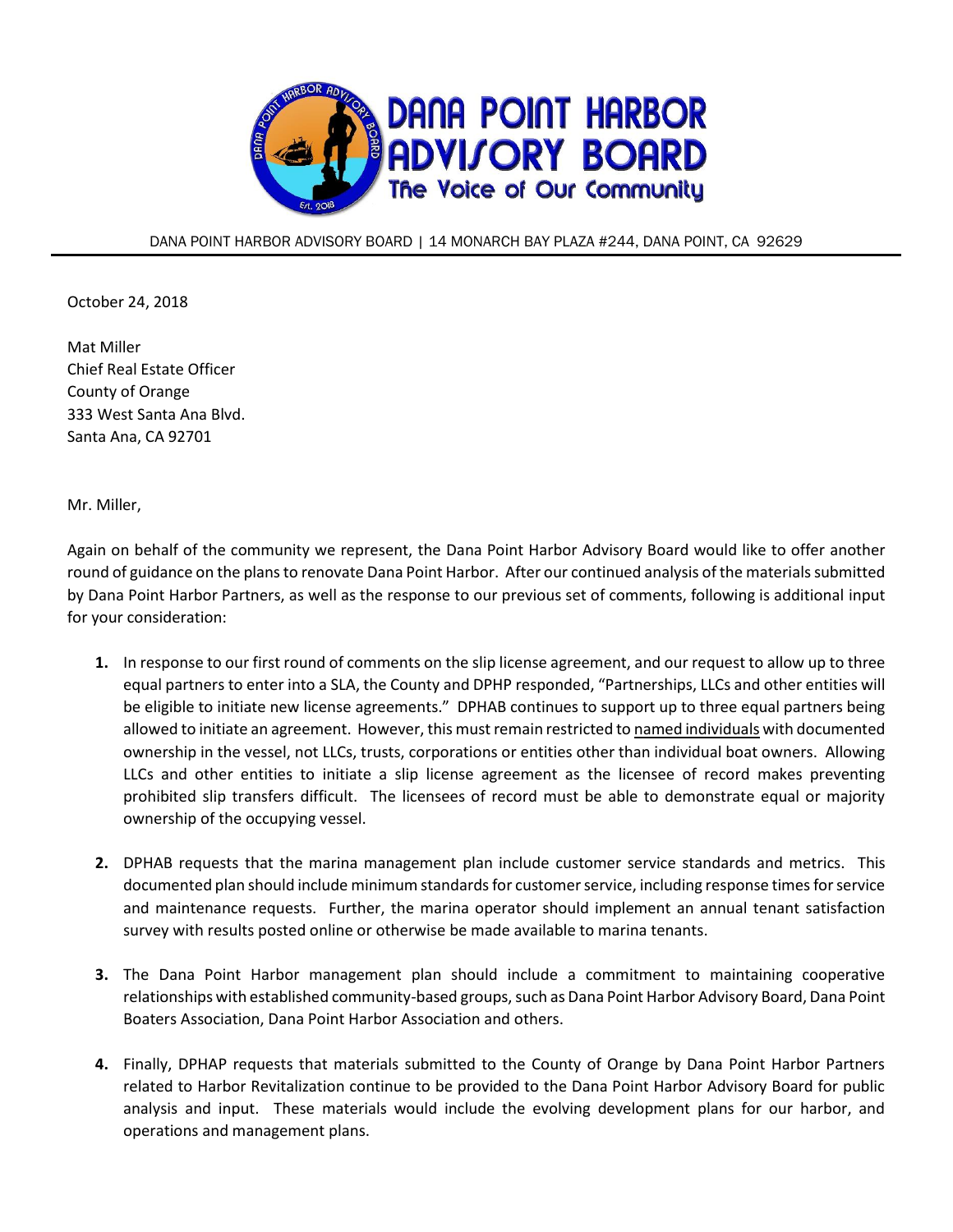# DANA POINT HARBOR ADVISORY BOARD

The Voice of Our Community

DANA POINT HARBOR ADVISORY BOARD | 14 MONARCH BAY PLAZA #244, DANA POINT, CA 92629

---

October 24, 2018

Mat Miller
Chief Real Estate Officer
County of Orange
333 West Santa Ana Blvd.
Santa Ana, CA 92701

Mr. Miller,

Again on behalf of the community we represent, the Dana Point Harbor Advisory Board would like to offer another round of guidance on the plans to renovate Dana Point Harbor. After our continued analysis of the materials submitted by Dana Point Harbor Partners, as well as the response to our previous set of comments, following is additional input for your consideration:

1. In response to our first round of comments on the slip license agreement, and our request to allow up to three equal partners to enter into a SLA, the County and DPHP responded, "Partnerships, LLCs and other entities will be eligible to initiate new license agreements." DPHAB continues to support up to three equal partners being allowed to initiate an agreement. However, this must remain restricted to named individuals with documented ownership in the vessel, not LLCs, trusts, corporations or entities other than individual boat owners. Allowing LLCs and other entities to initiate a slip license agreement as the licensee of record makes preventing prohibited slip transfers difficult. The licensees of record must be able to demonstrate equal or majority ownership of the occupying vessel.

2. DPHAB requests that the marina management plan include customer service standards and metrics. This documented plan should include minimum standards for customer service, including response times for service and maintenance requests. Further, the marina operator should implement an annual tenant satisfaction survey with results posted online or otherwise be made available to marina tenants.

3. The Dana Point Harbor management plan should include a commitment to maintaining cooperative relationships with established community-based groups, such as Dana Point Harbor Advisory Board, Dana Point Boaters Association, Dana Point Harbor Association and others.

4. Finally, DPHAP requests that materials submitted to the County of Orange by Dana Point Harbor Partners related to Harbor Revitalization continue to be provided to the Dana Point Harbor Advisory Board for public analysis and input. These materials would include the evolving development plans for our harbor, and operations and management plans.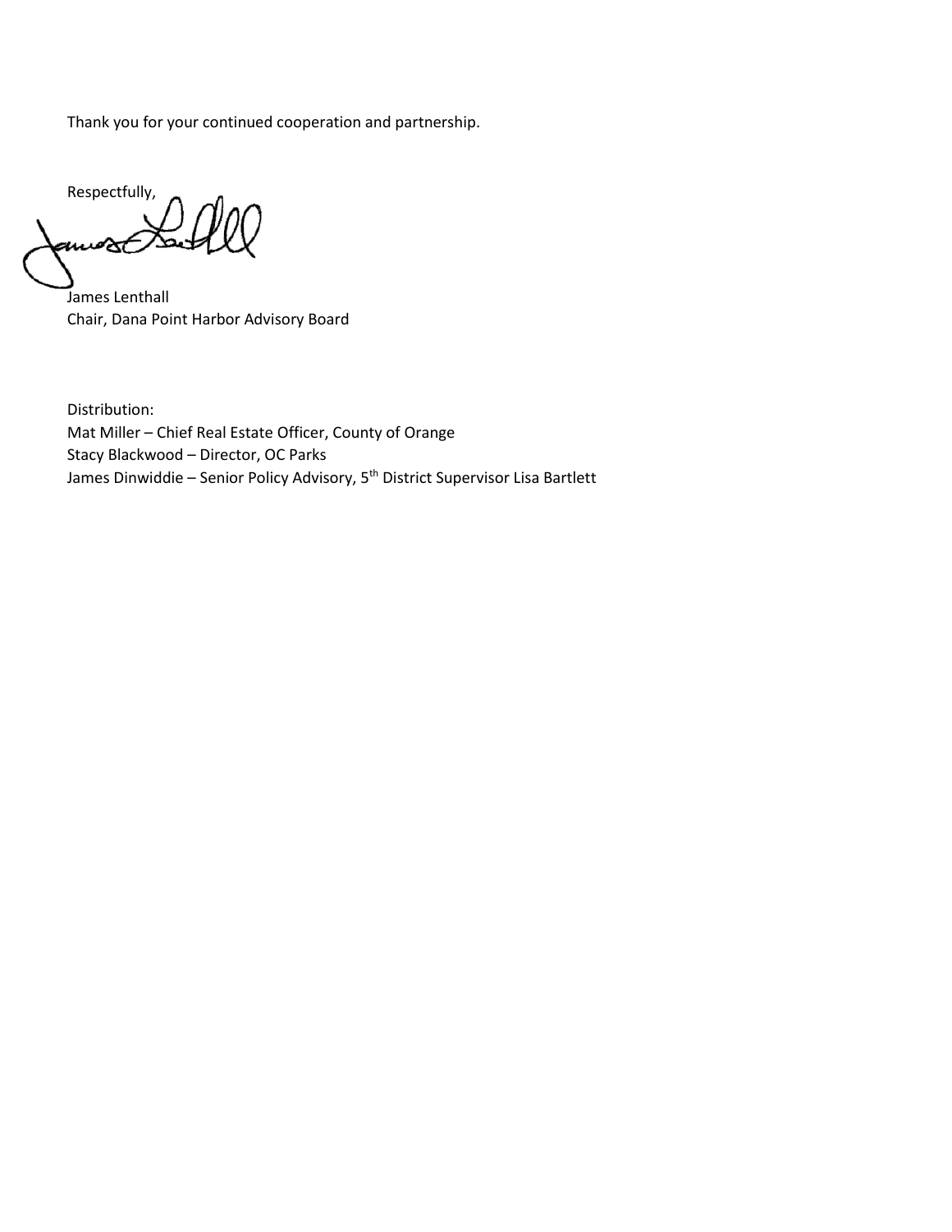Thank you for your continued cooperation and partnership.

Respectfully,

James Lenthall
Chair, Dana Point Harbor Advisory Board

Distribution:
Mat Miller – Chief Real Estate Officer, County of Orange
Stacy Blackwood – Director, OC Parks
James Dinwiddie – Senior Policy Advisory, 5th District Supervisor Lisa Bartlett